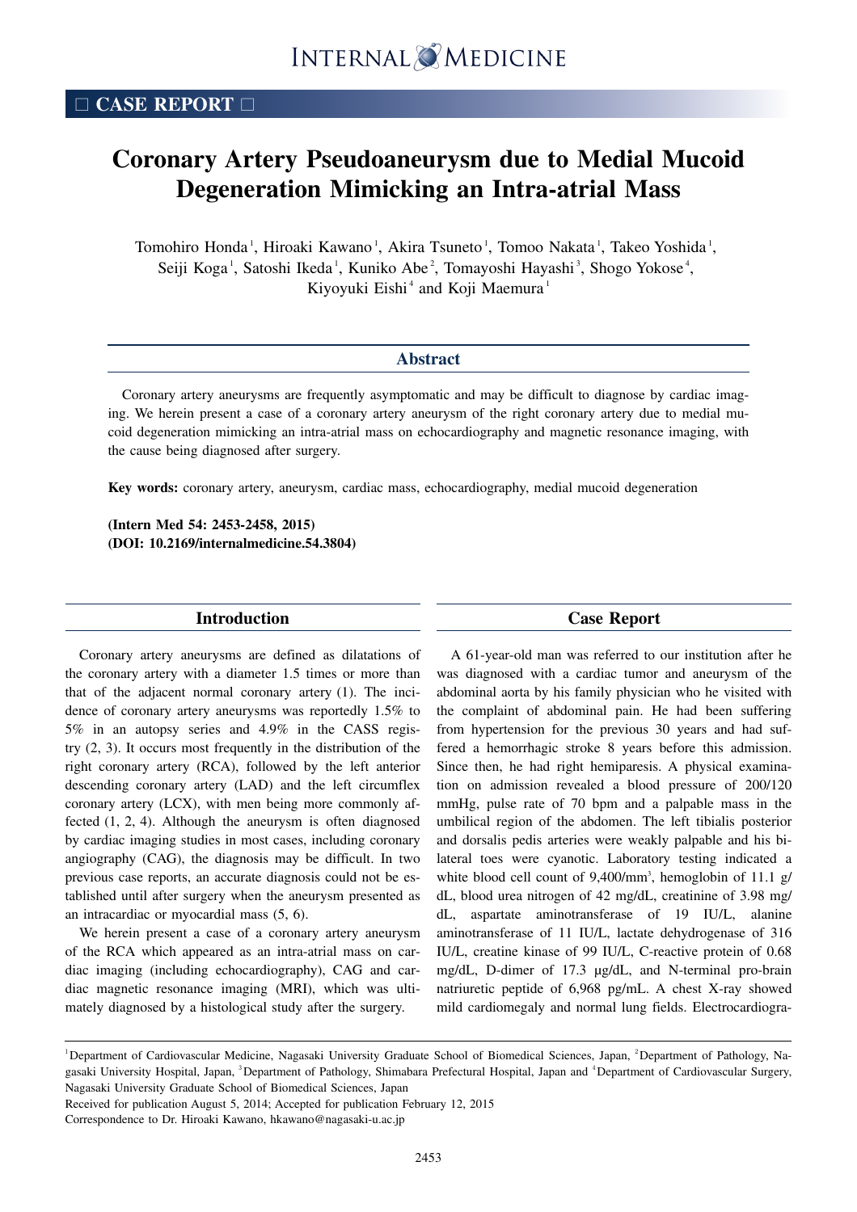□ CASE REPORT □

# Coronary Artery Pseudoaneurysm due to Medial Mucoid Degeneration Mimicking an Intra-atrial Mass

Tomohiro Honda[1], Hiroaki Kawano[1], Akira Tsuneto[1], Tomoo Nakata[1], Takeo Yoshida[1], Seiji Koga[1], Satoshi Ikeda[1], Kuniko Abe[2], Tomayoshi Hayashi[3], Shogo Yokose[4], Kiyoyuki Eishi[4] and Koji Maemura[1]

## Abstract

Coronary artery aneurysms are frequently asymptomatic and may be difficult to diagnose by cardiac imaging. We herein present a case of a coronary artery aneurysm of the right coronary artery due to medial mucoid degeneration mimicking an intra-atrial mass on echocardiography and magnetic resonance imaging, with the cause being diagnosed after surgery.

**Key words:** coronary artery, aneurysm, cardiac mass, echocardiography, medial mucoid degeneration

**(Intern Med 54: 2453-2458, 2015)**
**(DOI: 10.2169/internalmedicine.54.3804)**

## Introduction

Coronary artery aneurysms are defined as dilatations of the coronary artery with a diameter 1.5 times or more than that of the adjacent normal coronary artery (1). The incidence of coronary artery aneurysms was reportedly 1.5% to 5% in an autopsy series and 4.9% in the CASS registry (2, 3). It occurs most frequently in the distribution of the right coronary artery (RCA), followed by the left anterior descending coronary artery (LAD) and the left circumflex coronary artery (LCX), with men being more commonly affected (1, 2, 4). Although the aneurysm is often diagnosed by cardiac imaging studies in most cases, including coronary angiography (CAG), the diagnosis may be difficult. In two previous case reports, an accurate diagnosis could not be established until after surgery when the aneurysm presented as an intracardiac or myocardial mass (5, 6).

We herein present a case of a coronary artery aneurysm of the RCA which appeared as an intra-atrial mass on cardiac imaging (including echocardiography), CAG and cardiac magnetic resonance imaging (MRI), which was ultimately diagnosed by a histological study after the surgery.

## Case Report

A 61-year-old man was referred to our institution after he was diagnosed with a cardiac tumor and aneurysm of the abdominal aorta by his family physician who he visited with the complaint of abdominal pain. He had been suffering from hypertension for the previous 30 years and had suffered a hemorrhagic stroke 8 years before this admission. Since then, he had right hemiparesis. A physical examination on admission revealed a blood pressure of 200/120 mmHg, pulse rate of 70 bpm and a palpable mass in the umbilical region of the abdomen. The left tibialis posterior and dorsalis pedis arteries were weakly palpable and his bilateral toes were cyanotic. Laboratory testing indicated a white blood cell count of 9,400/mm$^3$, hemoglobin of 11.1 g/dL, blood urea nitrogen of 42 mg/dL, creatinine of 3.98 mg/dL, aspartate aminotransferase of 19 IU/L, alanine aminotransferase of 11 IU/L, lactate dehydrogenase of 316 IU/L, creatine kinase of 99 IU/L, C-reactive protein of 0.68 mg/dL, D-dimer of 17.3 μg/dL, and N-terminal pro-brain natriuretic peptide of 6,968 pg/mL. A chest X-ray showed mild cardiomegaly and normal lung fields. Electrocardiogra-

[1]Department of Cardiovascular Medicine, Nagasaki University Graduate School of Biomedical Sciences, Japan, [2]Department of Pathology, Nagasaki University Hospital, Japan, [3]Department of Pathology, Shimabara Prefectural Hospital, Japan and [4]Department of Cardiovascular Surgery, Nagasaki University Graduate School of Biomedical Sciences, Japan

Received for publication August 5, 2014; Accepted for publication February 12, 2015

Correspondence to Dr. Hiroaki Kawano, hkawano@nagasaki-u.ac.jp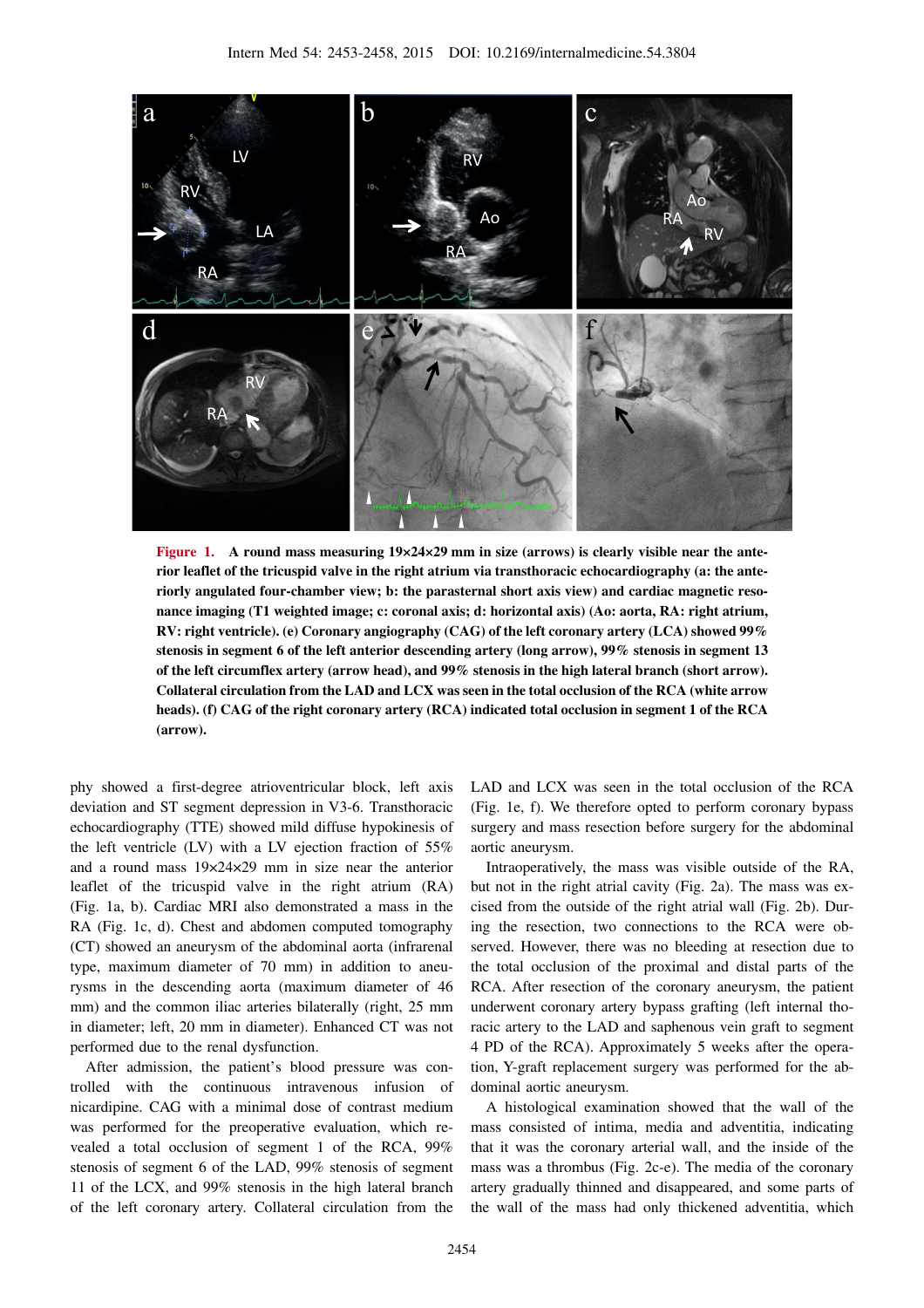**Figure 1.** A round mass measuring 19×24×29 mm in size (arrows) is clearly visible near the anterior leaflet of the tricuspid valve in the right atrium via transthoracic echocardiography (a: the anteriorly angulated four-chamber view; b: the parasternal short axis view) and cardiac magnetic resonance imaging (T1 weighted image; c: coronal axis; d: horizontal axis) (Ao: aorta, RA: right atrium, RV: right ventricle). (e) Coronary angiography (CAG) of the left coronary artery (LCA) showed 99% stenosis in segment 6 of the left anterior descending artery (long arrow), 99% stenosis in segment 13 of the left circumflex artery (arrow head), and 99% stenosis in the high lateral branch (short arrow). Collateral circulation from the LAD and LCX was seen in the total occlusion of the RCA (white arrow heads). (f) CAG of the right coronary artery (RCA) indicated total occlusion in segment 1 of the RCA (arrow).

phy showed a first-degree atrioventricular block, left axis deviation and ST segment depression in V3-6. Transthoracic echocardiography (TTE) showed mild diffuse hypokinesis of the left ventricle (LV) with a LV ejection fraction of 55% and a round mass 19×24×29 mm in size near the anterior leaflet of the tricuspid valve in the right atrium (RA) (Fig. 1a, b). Cardiac MRI also demonstrated a mass in the RA (Fig. 1c, d). Chest and abdomen computed tomography (CT) showed an aneurysm of the abdominal aorta (infrarenal type, maximum diameter of 70 mm) in addition to aneurysms in the descending aorta (maximum diameter of 46 mm) and the common iliac arteries bilaterally (right, 25 mm in diameter; left, 20 mm in diameter). Enhanced CT was not performed due to the renal dysfunction.

After admission, the patient's blood pressure was controlled with the continuous intravenous infusion of nicardipine. CAG with a minimal dose of contrast medium was performed for the preoperative evaluation, which revealed a total occlusion of segment 1 of the RCA, 99% stenosis of segment 6 of the LAD, 99% stenosis of segment 11 of the LCX, and 99% stenosis in the high lateral branch of the left coronary artery. Collateral circulation from the LAD and LCX was seen in the total occlusion of the RCA (Fig. 1e, f). We therefore opted to perform coronary bypass surgery and mass resection before surgery for the abdominal aortic aneurysm.

Intraoperatively, the mass was visible outside of the RA, but not in the right atrial cavity (Fig. 2a). The mass was excised from the outside of the right atrial wall (Fig. 2b). During the resection, two connections to the RCA were observed. However, there was no bleeding at resection due to the total occlusion of the proximal and distal parts of the RCA. After resection of the coronary aneurysm, the patient underwent coronary artery bypass grafting (left internal thoracic artery to the LAD and saphenous vein graft to segment 4 PD of the RCA). Approximately 5 weeks after the operation, Y-graft replacement surgery was performed for the abdominal aortic aneurysm.

A histological examination showed that the wall of the mass consisted of intima, media and adventitia, indicating that it was the coronary arterial wall, and the inside of the mass was a thrombus (Fig. 2c-e). The media of the coronary artery gradually thinned and disappeared, and some parts of the wall of the mass had only thickened adventitia, which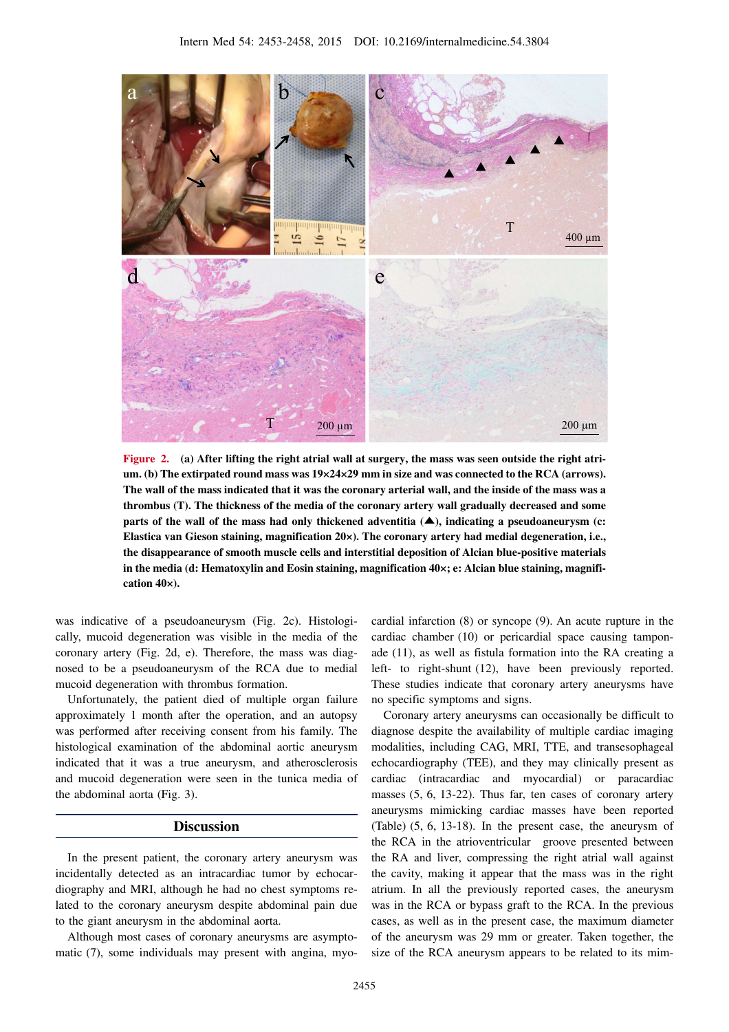**Figure 2.** (a) After lifting the right atrial wall at surgery, the mass was seen outside the right atrium. (b) The extirpated round mass was 19×24×29 mm in size and was connected to the RCA (arrows). The wall of the mass indicated that it was the coronary arterial wall, and the inside of the mass was a thrombus (T). The thickness of the media of the coronary artery wall gradually decreased and some parts of the wall of the mass had only thickened adventitia (▲), indicating a pseudoaneurysm (c: Elastica van Gieson staining, magnification 20×). The coronary artery had medial degeneration, i.e., the disappearance of smooth muscle cells and interstitial deposition of Alcian blue-positive materials in the media (d: Hematoxylin and Eosin staining, magnification 40×; e: Alcian blue staining, magnification 40×).

was indicative of a pseudoaneurysm (Fig. 2c). Histologically, mucoid degeneration was visible in the media of the coronary artery (Fig. 2d, e). Therefore, the mass was diagnosed to be a pseudoaneurysm of the RCA due to medial mucoid degeneration with thrombus formation.

Unfortunately, the patient died of multiple organ failure approximately 1 month after the operation, and an autopsy was performed after receiving consent from his family. The histological examination of the abdominal aortic aneurysm indicated that it was a true aneurysm, and atherosclerosis and mucoid degeneration were seen in the tunica media of the abdominal aorta (Fig. 3).

## Discussion

In the present patient, the coronary artery aneurysm was incidentally detected as an intracardiac tumor by echocardiography and MRI, although he had no chest symptoms related to the coronary aneurysm despite abdominal pain due to the giant aneurysm in the abdominal aorta.

Although most cases of coronary aneurysms are asymptomatic (7), some individuals may present with angina, myocardial infarction (8) or syncope (9). An acute rupture in the cardiac chamber (10) or pericardial space causing tamponade (11), as well as fistula formation into the RA creating a left- to right-shunt (12), have been previously reported. These studies indicate that coronary artery aneurysms have no specific symptoms and signs.

Coronary artery aneurysms can occasionally be difficult to diagnose despite the availability of multiple cardiac imaging modalities, including CAG, MRI, TTE, and transesophageal echocardiography (TEE), and they may clinically present as cardiac (intracardiac and myocardial) or paracardiac masses (5, 6, 13-22). Thus far, ten cases of coronary artery aneurysms mimicking cardiac masses have been reported (Table) (5, 6, 13-18). In the present case, the aneurysm of the RCA in the atrioventricular groove presented between the RA and liver, compressing the right atrial wall against the cavity, making it appear that the mass was in the right atrium. In all the previously reported cases, the aneurysm was in the RCA or bypass graft to the RCA. In the previous cases, as well as in the present case, the maximum diameter of the aneurysm was 29 mm or greater. Taken together, the size of the RCA aneurysm appears to be related to its mim-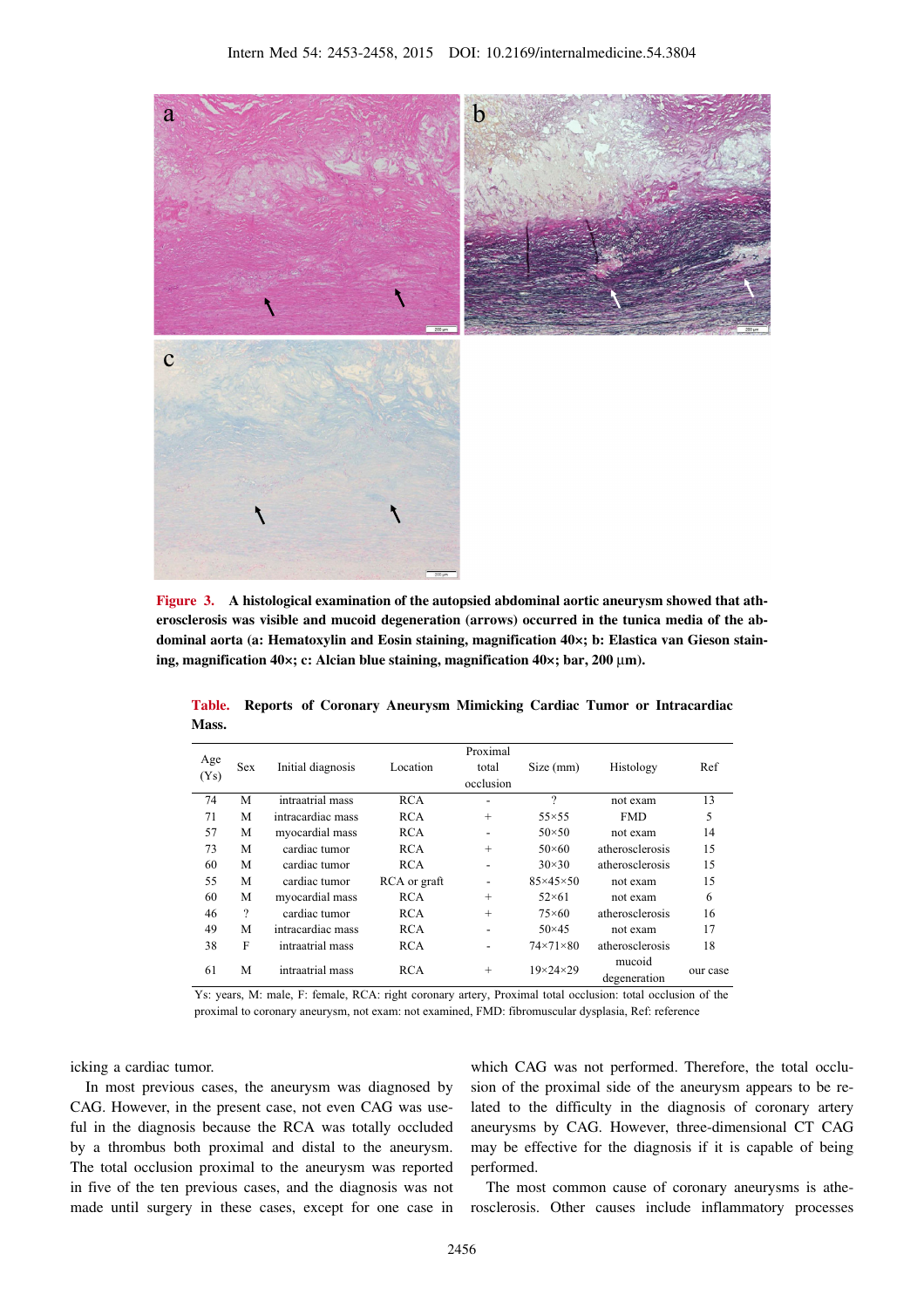**Figure 3.** A histological examination of the autopsied abdominal aortic aneurysm showed that atherosclerosis was visible and mucoid degeneration (arrows) occurred in the tunica media of the abdominal aorta (a: Hematoxylin and Eosin staining, magnification 40×; b: Elastica van Gieson staining, magnification 40×; c: Alcian blue staining, magnification 40×; bar, 200 μm).

**Table.** Reports of Coronary Aneurysm Mimicking Cardiac Tumor or Intracardiac Mass.

| Age (Ys) | Sex | Initial diagnosis | Location | Proximal total occlusion | Size (mm) | Histology | Ref |
|---|---|---|---|---|---|---|---|
| 74 | M | intraatrial mass | RCA | - | ? | not exam | 13 |
| 71 | M | intracardiac mass | RCA | + | 55×55 | FMD | 5 |
| 57 | M | myocardial mass | RCA | - | 50×50 | not exam | 14 |
| 73 | M | cardiac tumor | RCA | + | 50×60 | atherosclerosis | 15 |
| 60 | M | cardiac tumor | RCA | - | 30×30 | atherosclerosis | 15 |
| 55 | M | cardiac tumor | RCA or graft | - | 85×45×50 | not exam | 15 |
| 60 | M | myocardial mass | RCA | + | 52×61 | not exam | 6 |
| 46 | ? | cardiac tumor | RCA | + | 75×60 | atherosclerosis | 16 |
| 49 | M | intracardiac mass | RCA | - | 50×45 | not exam | 17 |
| 38 | F | intraatrial mass | RCA | - | 74×71×80 | atherosclerosis | 18 |
| 61 | M | intraatrial mass | RCA | + | 19×24×29 | mucoid degeneration | our case |

Ys: years, M: male, F: female, RCA: right coronary artery, Proximal total occlusion: total occlusion of the proximal to coronary aneurysm, not exam: not examined, FMD: fibromuscular dysplasia, Ref: reference

icking a cardiac tumor.

In most previous cases, the aneurysm was diagnosed by CAG. However, in the present case, not even CAG was useful in the diagnosis because the RCA was totally occluded by a thrombus both proximal and distal to the aneurysm. The total occlusion proximal to the aneurysm was reported in five of the ten previous cases, and the diagnosis was not made until surgery in these cases, except for one case in which CAG was not performed. Therefore, the total occlusion of the proximal side of the aneurysm appears to be related to the difficulty in the diagnosis of coronary artery aneurysms by CAG. However, three-dimensional CT CAG may be effective for the diagnosis if it is capable of being performed.

The most common cause of coronary aneurysms is atherosclerosis. Other causes include inflammatory processes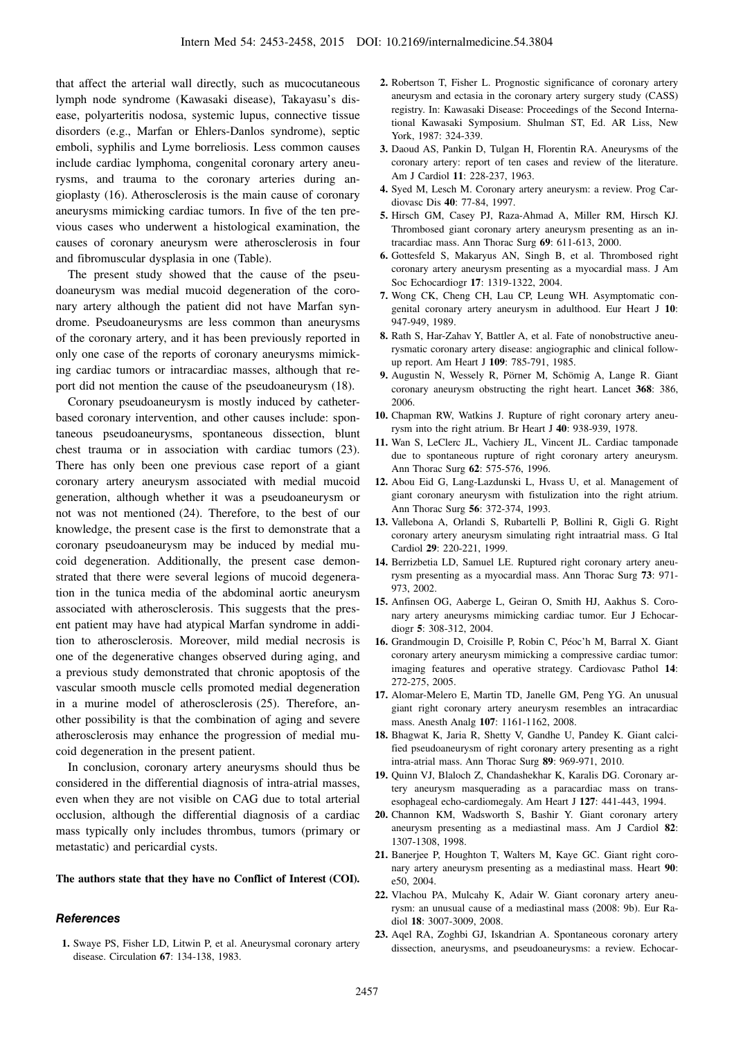that affect the arterial wall directly, such as mucocutaneous lymph node syndrome (Kawasaki disease), Takayasu's disease, polyarteritis nodosa, systemic lupus, connective tissue disorders (e.g., Marfan or Ehlers-Danlos syndrome), septic emboli, syphilis and Lyme borreliosis. Less common causes include cardiac lymphoma, congenital coronary artery aneurysms, and trauma to the coronary arteries during angioplasty (16). Atherosclerosis is the main cause of coronary aneurysms mimicking cardiac tumors. In five of the ten previous cases who underwent a histological examination, the causes of coronary aneurysm were atherosclerosis in four and fibromuscular dysplasia in one (Table).

The present study showed that the cause of the pseudoaneurysm was medial mucoid degeneration of the coronary artery although the patient did not have Marfan syndrome. Pseudoaneurysms are less common than aneurysms of the coronary artery, and it has been previously reported in only one case of the reports of coronary aneurysms mimicking cardiac tumors or intracardiac masses, although that report did not mention the cause of the pseudoaneurysm (18).

Coronary pseudoaneurysm is mostly induced by catheter-based coronary intervention, and other causes include: spontaneous pseudoaneurysms, spontaneous dissection, blunt chest trauma or in association with cardiac tumors (23). There has only been one previous case report of a giant coronary artery aneurysm associated with medial mucoid generation, although whether it was a pseudoaneurysm or not was not mentioned (24). Therefore, to the best of our knowledge, the present case is the first to demonstrate that a coronary pseudoaneurysm may be induced by medial mucoid degeneration. Additionally, the present case demonstrated that there were several legions of mucoid degeneration in the tunica media of the abdominal aortic aneurysm associated with atherosclerosis. This suggests that the present patient may have had atypical Marfan syndrome in addition to atherosclerosis. Moreover, mild medial necrosis is one of the degenerative changes observed during aging, and a previous study demonstrated that chronic apoptosis of the vascular smooth muscle cells promoted medial degeneration in a murine model of atherosclerosis (25). Therefore, another possibility is that the combination of aging and severe atherosclerosis may enhance the progression of medial mucoid degeneration in the present patient.

In conclusion, coronary artery aneurysms should thus be considered in the differential diagnosis of intra-atrial masses, even when they are not visible on CAG due to total arterial occlusion, although the differential diagnosis of a cardiac mass typically only includes thrombus, tumors (primary or metastatic) and pericardial cysts.

**The authors state that they have no Conflict of Interest (COI).**

### *References*

1. Swaye PS, Fisher LD, Litwin P, et al. Aneurysmal coronary artery disease. Circulation **67**: 134-138, 1983.
2. Robertson T, Fisher L. Prognostic significance of coronary artery aneurysm and ectasia in the coronary artery surgery study (CASS) registry. In: Kawasaki Disease: Proceedings of the Second International Kawasaki Symposium. Shulman ST, Ed. AR Liss, New York, 1987: 324-339.
3. Daoud AS, Pankin D, Tulgan H, Florentin RA. Aneurysms of the coronary artery: report of ten cases and review of the literature. Am J Cardiol **11**: 228-237, 1963.
4. Syed M, Lesch M. Coronary artery aneurysm: a review. Prog Cardiovasc Dis **40**: 77-84, 1997.
5. Hirsch GM, Casey PJ, Raza-Ahmad A, Miller RM, Hirsch KJ. Thrombosed giant coronary artery aneurysm presenting as an intracardiac mass. Ann Thorac Surg **69**: 611-613, 2000.
6. Gottesfeld S, Makaryus AN, Singh B, et al. Thrombosed right coronary artery aneurysm presenting as a myocardial mass. J Am Soc Echocardiogr **17**: 1319-1322, 2004.
7. Wong CK, Cheng CH, Lau CP, Leung WH. Asymptomatic congenital coronary artery aneurysm in adulthood. Eur Heart J **10**: 947-949, 1989.
8. Rath S, Har-Zahav Y, Battler A, et al. Fate of nonobstructive aneurysmatic coronary artery disease: angiographic and clinical follow-up report. Am Heart J **109**: 785-791, 1985.
9. Augustin N, Wessely R, Pörner M, Schömig A, Lange R. Giant coronary aneurysm obstructing the right heart. Lancet **368**: 386, 2006.
10. Chapman RW, Watkins J. Rupture of right coronary artery aneurysm into the right atrium. Br Heart J **40**: 938-939, 1978.
11. Wan S, LeClerc JL, Vachiery JL, Vincent JL. Cardiac tamponade due to spontaneous rupture of right coronary artery aneurysm. Ann Thorac Surg **62**: 575-576, 1996.
12. Abou Eid G, Lang-Lazdunski L, Hvass U, et al. Management of giant coronary aneurysm with fistulization into the right atrium. Ann Thorac Surg **56**: 372-374, 1993.
13. Vallebona A, Orlandi S, Rubartelli P, Bollini R, Gigli G. Right coronary artery aneurysm simulating right intraatrial mass. G Ital Cardiol **29**: 220-221, 1999.
14. Berrizbetia LD, Samuel LE. Ruptured right coronary artery aneurysm presenting as a myocardial mass. Ann Thorac Surg **73**: 971-973, 2002.
15. Anfinsen OG, Aaberge L, Geiran O, Smith HJ, Aakhus S. Coronary artery aneurysms mimicking cardiac tumor. Eur J Echocardiogr **5**: 308-312, 2004.
16. Grandmougin D, Croisille P, Robin C, Péoc'h M, Barral X. Giant coronary artery aneurysm mimicking a compressive cardiac tumor: imaging features and operative strategy. Cardiovasc Pathol **14**: 272-275, 2005.
17. Alomar-Melero E, Martin TD, Janelle GM, Peng YG. An unusual giant right coronary artery aneurysm resembles an intracardiac mass. Anesth Analg **107**: 1161-1162, 2008.
18. Bhagwat K, Jaria R, Shetty V, Gandhe U, Pandey K. Giant calcified pseudoaneurysm of right coronary artery presenting as a right intra-atrial mass. Ann Thorac Surg **89**: 969-971, 2010.
19. Quinn VJ, Blaloch Z, Chandashekhar K, Karalis DG. Coronary artery aneurysm masquerading as a paracardiac mass on transesophageal echo-cardiomegaly. Am Heart J **127**: 441-443, 1994.
20. Channon KM, Wadsworth S, Bashir Y. Giant coronary artery aneurysm presenting as a mediastinal mass. Am J Cardiol **82**: 1307-1308, 1998.
21. Banerjee P, Houghton T, Walters M, Kaye GC. Giant right coronary artery aneurysm presenting as a mediastinal mass. Heart **90**: e50, 2004.
22. Vlachou PA, Mulcahy K, Adair W. Giant coronary artery aneurysm: an unusual cause of a mediastinal mass (2008: 9b). Eur Radiol **18**: 3007-3009, 2008.
23. Aqel RA, Zoghbi GJ, Iskandrian A. Spontaneous coronary artery dissection, aneurysms, and pseudoaneurysms: a review. Echocar-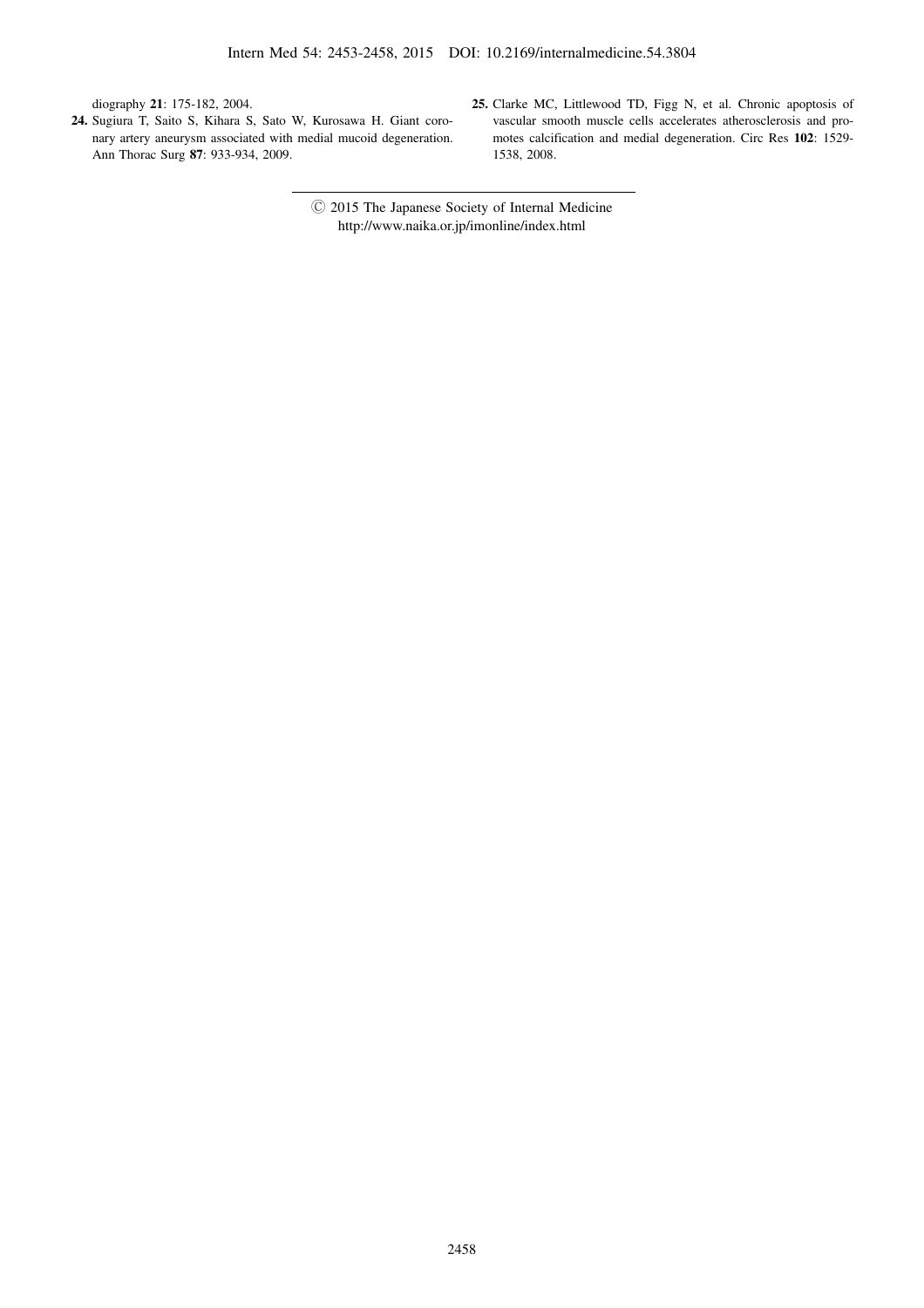diography **21**: 175-182, 2004.

**24.** Sugiura T, Saito S, Kihara S, Sato W, Kurosawa H. Giant coronary artery aneurysm associated with medial mucoid degeneration. Ann Thorac Surg **87**: 933-934, 2009.

**25.** Clarke MC, Littlewood TD, Figg N, et al. Chronic apoptosis of vascular smooth muscle cells accelerates atherosclerosis and promotes calcification and medial degeneration. Circ Res **102**: 1529-1538, 2008.

---

Ⓒ 2015 The Japanese Society of Internal Medicine
http://www.naika.or.jp/imonline/index.html